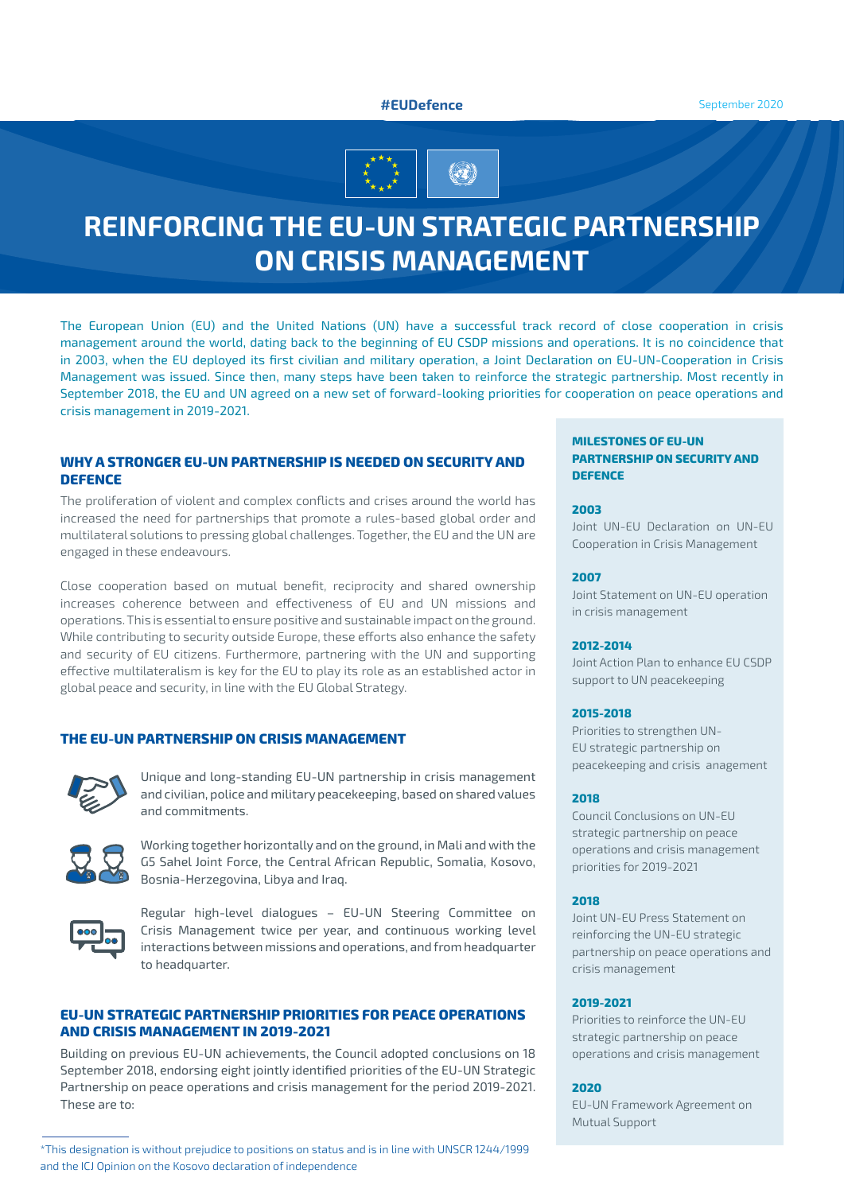#EUDefence

September 2020

# REINFORCING THE EU-UN STRATEGIC PARTNERSHIP ON CRISIS MANAGEMENT

The European Union (EU) and the United Nations (UN) have a successful track record of close cooperation in crisis management around the world, dating back to the beginning of EU CSDP missions and operations. It is no coincidence that in 2003, when the EU deployed its first civilian and military operation, a Joint Declaration on EU-UN-Cooperation in Crisis Management was issued. Since then, many steps have been taken to reinforce the strategic partnership. Most recently in September 2018, the EU and UN agreed on a new set of forward-looking priorities for cooperation on peace operations and crisis management in 2019-2021.

## WHY A STRONGER EU-UN PARTNERSHIP IS NEEDED ON SECURITY AND DEFENCE

The proliferation of violent and complex conflicts and crises around the world has increased the need for partnerships that promote a rules-based global order and multilateral solutions to pressing global challenges. Together, the EU and the UN are engaged in these endeavours.

Close cooperation based on mutual benefit, reciprocity and shared ownership increases coherence between and effectiveness of EU and UN missions and operations. This is essential to ensure positive and sustainable impact on the ground. While contributing to security outside Europe, these efforts also enhance the safety and security of EU citizens. Furthermore, partnering with the UN and supporting effective multilateralism is key for the EU to play its role as an established actor in global peace and security, in line with the EU Global Strategy.

## THE EU-UN PARTNERSHIP ON CRISIS MANAGEMENT

Unique and long-standing EU-UN partnership in crisis management and civilian, police and military peacekeeping, based on shared values and commitments.

Working together horizontally and on the ground, in Mali and with the G5 Sahel Joint Force, the Central African Republic, Somalia, Kosovo, Bosnia-Herzegovina, Libya and Iraq.

Regular high-level dialogues – EU-UN Steering Committee on Crisis Management twice per year, and continuous working level interactions between missions and operations, and from headquarter to headquarter.

## EU-UN STRATEGIC PARTNERSHIP PRIORITIES FOR PEACE OPERATIONS AND CRISIS MANAGEMENT IN 2019-2021

Building on previous EU-UN achievements, the Council adopted conclusions on 18 September 2018, endorsing eight jointly identified priorities of the EU-UN Strategic Partnership on peace operations and crisis management for the period 2019-2021. These are to:

### MILESTONES OF EU-UN PARTNERSHIP ON SECURITY AND DEFENCE

**2003**
Joint UN-EU Declaration on UN-EU Cooperation in Crisis Management

**2007**
Joint Statement on UN-EU operation in crisis management

**2012-2014**
Joint Action Plan to enhance EU CSDP support to UN peacekeeping

**2015-2018**
Priorities to strengthen UN-EU strategic partnership on peacekeeping and crisis anagement

**2018**
Council Conclusions on UN-EU strategic partnership on peace operations and crisis management priorities for 2019-2021

**2018**
Joint UN-EU Press Statement on reinforcing the UN-EU strategic partnership on peace operations and crisis management

**2019-2021**
Priorities to reinforce the UN-EU strategic partnership on peace operations and crisis management

**2020**
EU-UN Framework Agreement on Mutual Support

*This designation is without prejudice to positions on status and is in line with UNSCR 1244/1999 and the ICJ Opinion on the Kosovo declaration of independence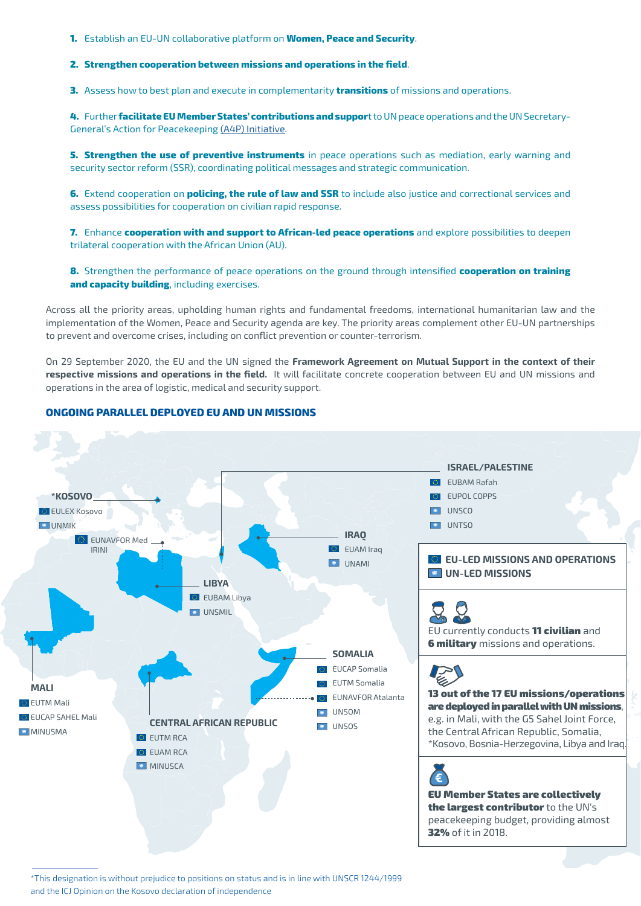1. Establish an EU-UN collaborative platform on **Women, Peace and Security**.

2. **Strengthen cooperation between missions and operations in the field**.

3. Assess how to best plan and execute in complementarity **transitions** of missions and operations.

4. Further **facilitate EU Member States' contributions and support** to UN peace operations and the UN Secretary-General's Action for Peacekeeping (A4P) Initiative.

5. **Strengthen the use of preventive instruments** in peace operations such as mediation, early warning and security sector reform (SSR), coordinating political messages and strategic communication.

6. Extend cooperation on **policing, the rule of law and SSR** to include also justice and correctional services and assess possibilities for cooperation on civilian rapid response.

7. Enhance **cooperation with and support to African-led peace operations** and explore possibilities to deepen trilateral cooperation with the African Union (AU).

8. Strengthen the performance of peace operations on the ground through intensified **cooperation on training and capacity building**, including exercises.

Across all the priority areas, upholding human rights and fundamental freedoms, international humanitarian law and the implementation of the Women, Peace and Security agenda are key. The priority areas complement other EU-UN partnerships to prevent and overcome crises, including on conflict prevention or counter-terrorism.

On 29 September 2020, the EU and the UN signed the **Framework Agreement on Mutual Support in the context of their respective missions and operations in the field.** It will facilitate concrete cooperation between EU and UN missions and operations in the area of logistic, medical and security support.

## ONGOING PARALLEL DEPLOYED EU AND UN MISSIONS

*KOSOVO
EULEX Kosovo
UNMIK

EUNAVFOR Med IRINI

LIBYA
EUBAM Libya
UNSMIL

MALI
EUTM Mali
EUCAP SAHEL Mali
MINUSMA

CENTRAL AFRICAN REPUBLIC
EUTM RCA
EUAM RCA
MINUSCA

ISRAEL/PALESTINE
EUBAM Rafah
EUPOL COPPS
UNSCO
UNTSO

IRAQ
EUAM Iraq
UNAMI

SOMALIA
EUCAP Somalia
EUTM Somalia
EUNAVFOR Atalanta
UNSOM
UNSOS

EU-LED MISSIONS AND OPERATIONS
UN-LED MISSIONS

EU currently conducts **11 civilian** and **6 military** missions and operations.

**13 out of the 17 EU missions/operations are deployed in parallel with UN missions**, e.g. in Mali, with the G5 Sahel Joint Force, the Central African Republic, Somalia, *Kosovo, Bosnia-Herzegovina, Libya and Iraq.

**EU Member States are collectively the largest contributor** to the UN's peacekeeping budget, providing almost **32%** of it in 2018.

*This designation is without prejudice to positions on status and is in line with UNSCR 1244/1999 and the ICJ Opinion on the Kosovo declaration of independence